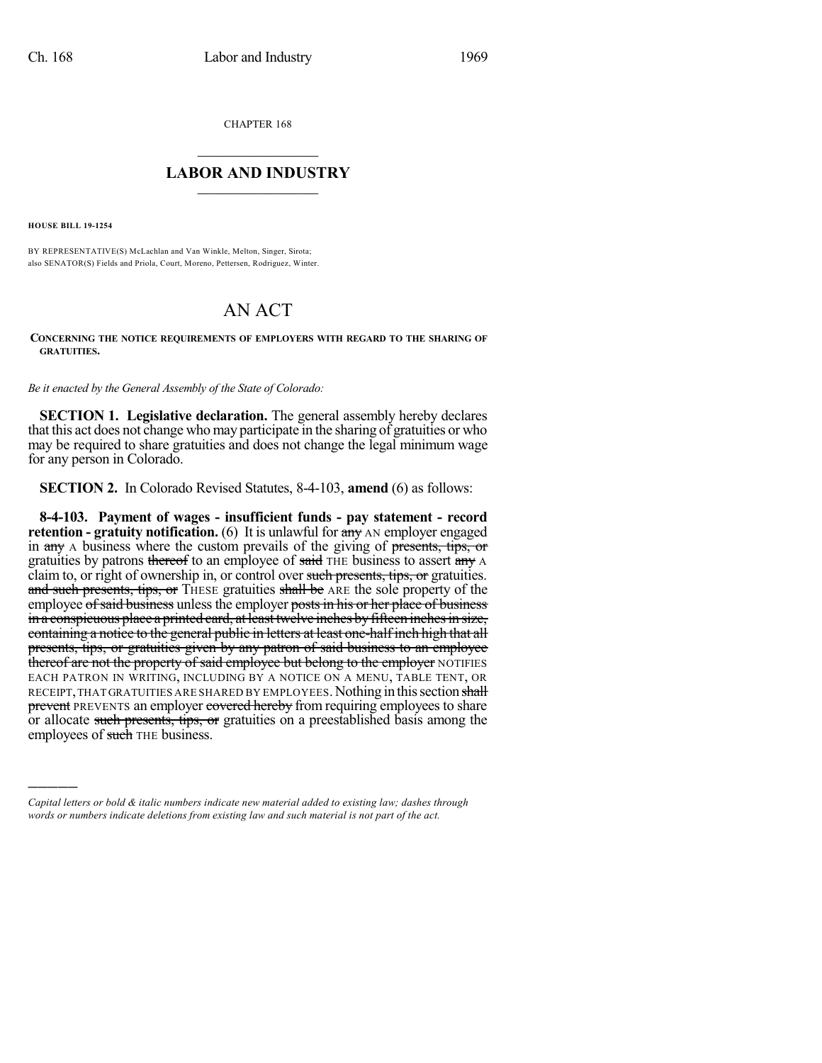CHAPTER 168

## LABOR AND INDUSTRY

**HOUSE BILL 19-1254**

BY REPRESENTATIVE(S) McLachlan and Van Winkle, Melton, Singer, Sirota;
also SENATOR(S) Fields and Priola, Court, Moreno, Pettersen, Rodriguez, Winter.

# AN ACT

**CONCERNING THE NOTICE REQUIREMENTS OF EMPLOYERS WITH REGARD TO THE SHARING OF GRATUITIES.**

*Be it enacted by the General Assembly of the State of Colorado:*

**SECTION 1. Legislative declaration.** The general assembly hereby declares that this act does not change who may participate in the sharing of gratuities or who may be required to share gratuities and does not change the legal minimum wage for any person in Colorado.

**SECTION 2.** In Colorado Revised Statutes, 8-4-103, **amend** (6) as follows:

**8-4-103. Payment of wages - insufficient funds - pay statement - record retention - gratuity notification.** (6) It is unlawful for ~~any~~ AN employer engaged in ~~any~~ A business where the custom prevails of the giving of ~~presents, tips, or~~ gratuities by patrons ~~thereof~~ to an employee of ~~said~~ THE business to assert ~~any~~ A claim to, or right of ownership in, or control over ~~such presents, tips, or~~ gratuities. ~~and such presents, tips, or~~ THESE gratuities ~~shall be~~ ARE the sole property of the employee ~~of said business~~ unless the employer ~~posts in his or her place of business in a conspicuous place a printed card, at least twelve inches by fifteen inches in size, containing a notice to the general public in letters at least one-half inch high that all presents, tips, or gratuities given by any patron of said business to an employee thereof are not the property of said employee but belong to the employer~~ NOTIFIES EACH PATRON IN WRITING, INCLUDING BY A NOTICE ON A MENU, TABLE TENT, OR RECEIPT, THAT GRATUITIES ARE SHARED BY EMPLOYEES. Nothing in this section ~~shall prevent~~ PREVENTS an employer ~~covered hereby~~ from requiring employees to share or allocate ~~such presents, tips, or~~ gratuities on a preestablished basis among the employees of ~~such~~ THE business.

---

*Capital letters or bold & italic numbers indicate new material added to existing law; dashes through words or numbers indicate deletions from existing law and such material is not part of the act.*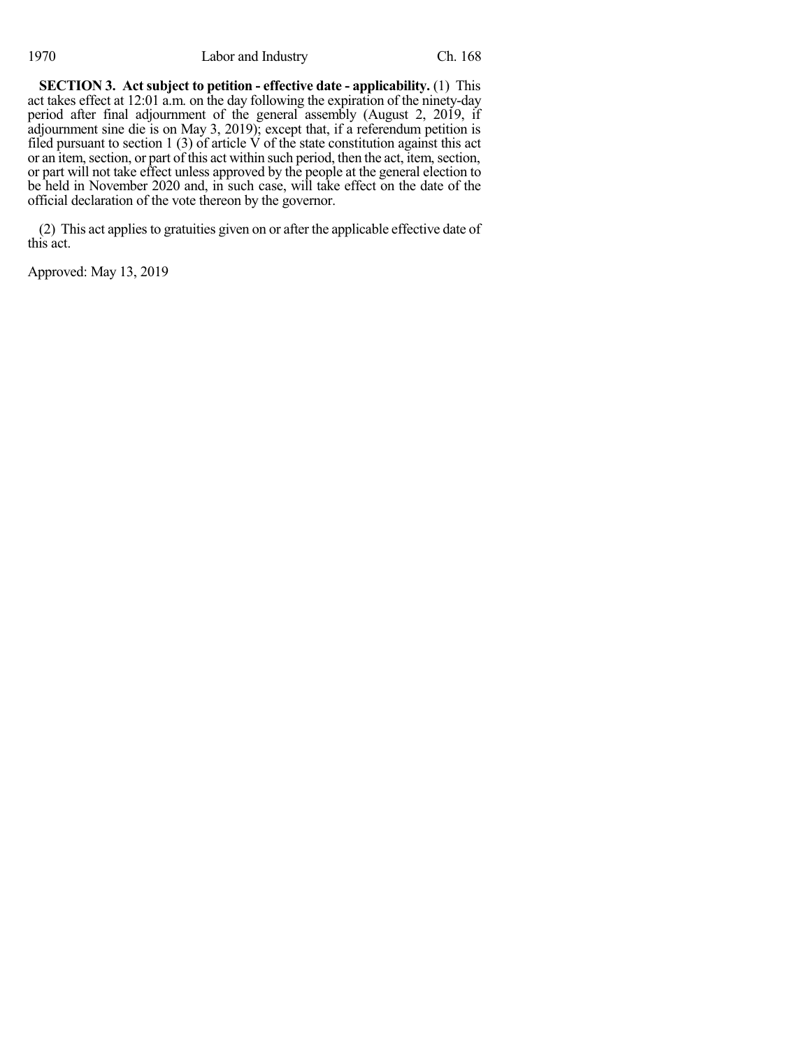**SECTION 3. Act subject to petition - effective date - applicability.** (1) This act takes effect at 12:01 a.m. on the day following the expiration of the ninety-day period after final adjournment of the general assembly (August 2, 2019, if adjournment sine die is on May 3, 2019); except that, if a referendum petition is filed pursuant to section 1 (3) of article V of the state constitution against this act or an item, section, or part of this act within such period, then the act, item, section, or part will not take effect unless approved by the people at the general election to be held in November 2020 and, in such case, will take effect on the date of the official declaration of the vote thereon by the governor.

(2) This act applies to gratuities given on or after the applicable effective date of this act.

Approved: May 13, 2019